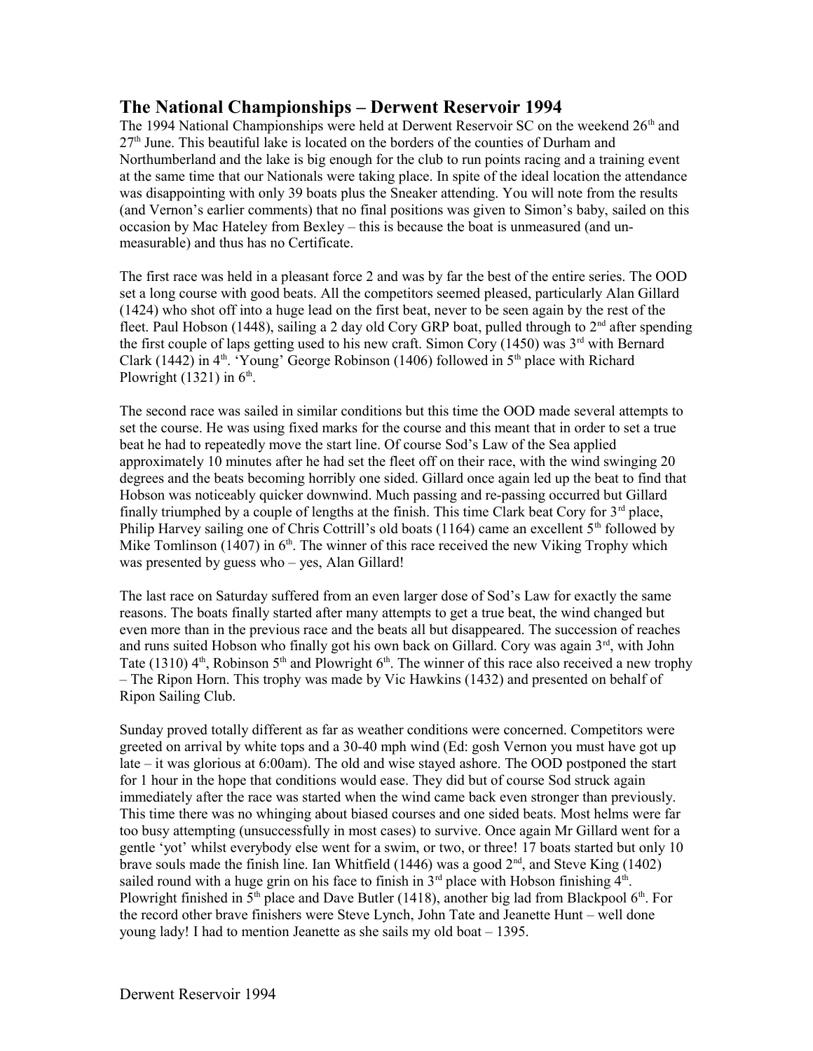## The National Championships – Derwent Reservoir 1994

The 1994 National Championships were held at Derwent Reservoir SC on the weekend 26th and 27th June. This beautiful lake is located on the borders of the counties of Durham and Northumberland and the lake is big enough for the club to run points racing and a training event at the same time that our Nationals were taking place. In spite of the ideal location the attendance was disappointing with only 39 boats plus the Sneaker attending. You will note from the results (and Vernon's earlier comments) that no final positions was given to Simon's baby, sailed on this occasion by Mac Hateley from Bexley – this is because the boat is unmeasured (and un-measurable) and thus has no Certificate.

The first race was held in a pleasant force 2 and was by far the best of the entire series. The OOD set a long course with good beats. All the competitors seemed pleased, particularly Alan Gillard (1424) who shot off into a huge lead on the first beat, never to be seen again by the rest of the fleet. Paul Hobson (1448), sailing a 2 day old Cory GRP boat, pulled through to 2nd after spending the first couple of laps getting used to his new craft. Simon Cory (1450) was 3rd with Bernard Clark (1442) in 4th. 'Young' George Robinson (1406) followed in 5th place with Richard Plowright (1321) in 6th.

The second race was sailed in similar conditions but this time the OOD made several attempts to set the course. He was using fixed marks for the course and this meant that in order to set a true beat he had to repeatedly move the start line. Of course Sod's Law of the Sea applied approximately 10 minutes after he had set the fleet off on their race, with the wind swinging 20 degrees and the beats becoming horribly one sided. Gillard once again led up the beat to find that Hobson was noticeably quicker downwind. Much passing and re-passing occurred but Gillard finally triumphed by a couple of lengths at the finish. This time Clark beat Cory for 3rd place, Philip Harvey sailing one of Chris Cottrill's old boats (1164) came an excellent 5th followed by Mike Tomlinson (1407) in 6th. The winner of this race received the new Viking Trophy which was presented by guess who – yes, Alan Gillard!

The last race on Saturday suffered from an even larger dose of Sod's Law for exactly the same reasons. The boats finally started after many attempts to get a true beat, the wind changed but even more than in the previous race and the beats all but disappeared. The succession of reaches and runs suited Hobson who finally got his own back on Gillard. Cory was again 3rd, with John Tate (1310) 4th, Robinson 5th and Plowright 6th. The winner of this race also received a new trophy – The Ripon Horn. This trophy was made by Vic Hawkins (1432) and presented on behalf of Ripon Sailing Club.

Sunday proved totally different as far as weather conditions were concerned. Competitors were greeted on arrival by white tops and a 30-40 mph wind (Ed: gosh Vernon you must have got up late – it was glorious at 6:00am). The old and wise stayed ashore. The OOD postponed the start for 1 hour in the hope that conditions would ease. They did but of course Sod struck again immediately after the race was started when the wind came back even stronger than previously. This time there was no whinging about biased courses and one sided beats. Most helms were far too busy attempting (unsuccessfully in most cases) to survive. Once again Mr Gillard went for a gentle 'yot' whilst everybody else went for a swim, or two, or three! 17 boats started but only 10 brave souls made the finish line. Ian Whitfield (1446) was a good 2nd, and Steve King (1402) sailed round with a huge grin on his face to finish in 3rd place with Hobson finishing 4th. Plowright finished in 5th place and Dave Butler (1418), another big lad from Blackpool 6th. For the record other brave finishers were Steve Lynch, John Tate and Jeanette Hunt – well done young lady! I had to mention Jeanette as she sails my old boat – 1395.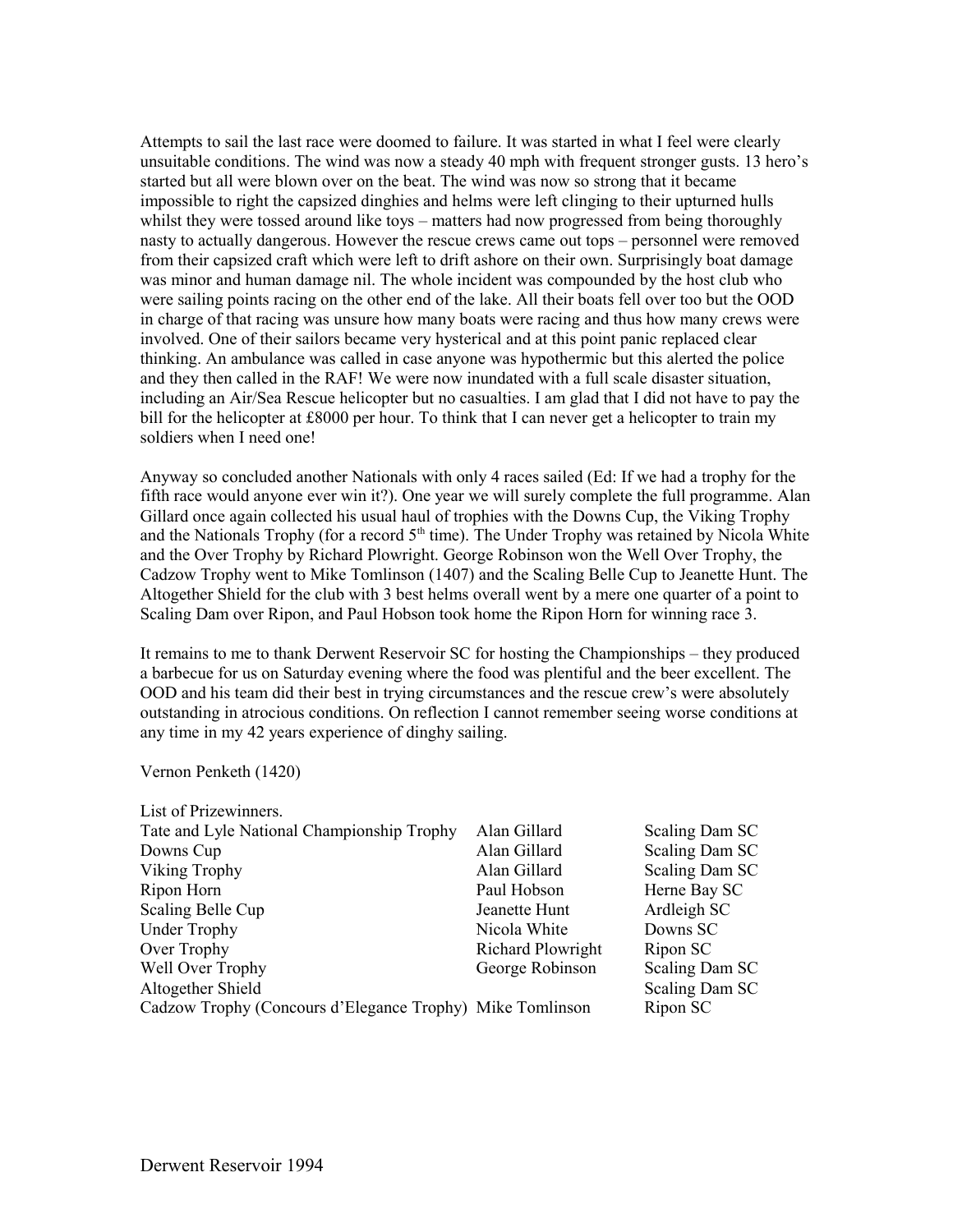Attempts to sail the last race were doomed to failure. It was started in what I feel were clearly unsuitable conditions. The wind was now a steady 40 mph with frequent stronger gusts. 13 hero's started but all were blown over on the beat. The wind was now so strong that it became impossible to right the capsized dinghies and helms were left clinging to their upturned hulls whilst they were tossed around like toys – matters had now progressed from being thoroughly nasty to actually dangerous. However the rescue crews came out tops – personnel were removed from their capsized craft which were left to drift ashore on their own. Surprisingly boat damage was minor and human damage nil. The whole incident was compounded by the host club who were sailing points racing on the other end of the lake. All their boats fell over too but the OOD in charge of that racing was unsure how many boats were racing and thus how many crews were involved. One of their sailors became very hysterical and at this point panic replaced clear thinking. An ambulance was called in case anyone was hypothermic but this alerted the police and they then called in the RAF! We were now inundated with a full scale disaster situation, including an Air/Sea Rescue helicopter but no casualties. I am glad that I did not have to pay the bill for the helicopter at £8000 per hour. To think that I can never get a helicopter to train my soldiers when I need one!

Anyway so concluded another Nationals with only 4 races sailed (Ed: If we had a trophy for the fifth race would anyone ever win it?). One year we will surely complete the full programme. Alan Gillard once again collected his usual haul of trophies with the Downs Cup, the Viking Trophy and the Nationals Trophy (for a record 5th time). The Under Trophy was retained by Nicola White and the Over Trophy by Richard Plowright. George Robinson won the Well Over Trophy, the Cadzow Trophy went to Mike Tomlinson (1407) and the Scaling Belle Cup to Jeanette Hunt. The Altogether Shield for the club with 3 best helms overall went by a mere one quarter of a point to Scaling Dam over Ripon, and Paul Hobson took home the Ripon Horn for winning race 3.

It remains to me to thank Derwent Reservoir SC for hosting the Championships – they produced a barbecue for us on Saturday evening where the food was plentiful and the beer excellent. The OOD and his team did their best in trying circumstances and the rescue crew's were absolutely outstanding in atrocious conditions. On reflection I cannot remember seeing worse conditions at any time in my 42 years experience of dinghy sailing.

Vernon Penketh (1420)

List of Prizewinners.

| | | |
|---|---|---|
| Tate and Lyle National Championship Trophy | Alan Gillard | Scaling Dam SC |
| Downs Cup | Alan Gillard | Scaling Dam SC |
| Viking Trophy | Alan Gillard | Scaling Dam SC |
| Ripon Horn | Paul Hobson | Herne Bay SC |
| Scaling Belle Cup | Jeanette Hunt | Ardleigh SC |
| Under Trophy | Nicola White | Downs SC |
| Over Trophy | Richard Plowright | Ripon SC |
| Well Over Trophy | George Robinson | Scaling Dam SC |
| Altogether Shield | | Scaling Dam SC |
| Cadzow Trophy (Concours d'Elegance Trophy) | Mike Tomlinson | Ripon SC |

Derwent Reservoir 1994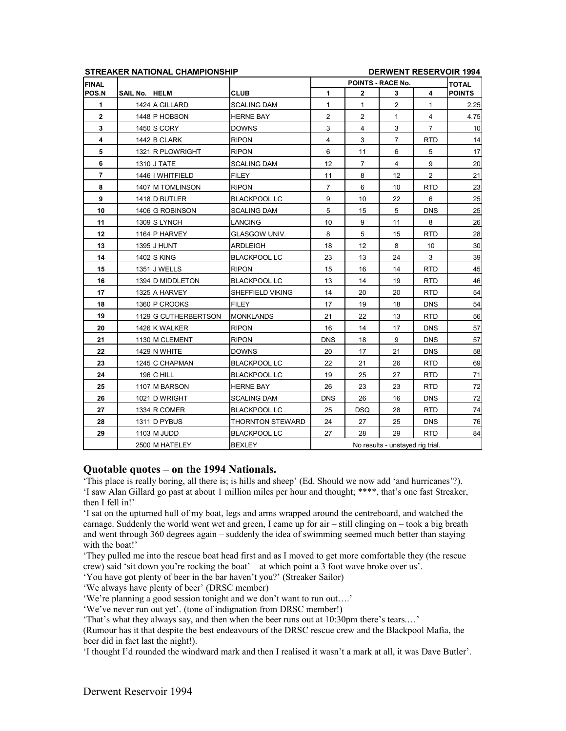**STREAKER NATIONAL CHAMPIONSHIP** **DERWENT RESERVOIR 1994**

| FINAL POS.N | SAIL No. | HELM | CLUB | POINTS - RACE No. 1 | 2 | 3 | 4 | TOTAL POINTS |
|---|---|---|---|---|---|---|---|---|
| 1 | 1424 | A GILLARD | SCALING DAM | 1 | 1 | 2 | 1 | 2.25 |
| 2 | 1448 | P HOBSON | HERNE BAY | 2 | 2 | 1 | 4 | 4.75 |
| 3 | 1450 | S CORY | DOWNS | 3 | 4 | 3 | 7 | 10 |
| 4 | 1442 | B CLARK | RIPON | 4 | 3 | 7 | RTD | 14 |
| 5 | 1321 | R PLOWRIGHT | RIPON | 6 | 11 | 6 | 5 | 17 |
| 6 | 1310 | J TATE | SCALING DAM | 12 | 7 | 4 | 9 | 20 |
| 7 | 1446 | I WHITFIELD | FILEY | 11 | 8 | 12 | 2 | 21 |
| 8 | 1407 | M TOMLINSON | RIPON | 7 | 6 | 10 | RTD | 23 |
| 9 | 1418 | D BUTLER | BLACKPOOL LC | 9 | 10 | 22 | 6 | 25 |
| 10 | 1406 | G ROBINSON | SCALING DAM | 5 | 15 | 5 | DNS | 25 |
| 11 | 1309 | S LYNCH | LANCING | 10 | 9 | 11 | 8 | 26 |
| 12 | 1164 | P HARVEY | GLASGOW UNIV. | 8 | 5 | 15 | RTD | 28 |
| 13 | 1395 | J HUNT | ARDLEIGH | 18 | 12 | 8 | 10 | 30 |
| 14 | 1402 | S KING | BLACKPOOL LC | 23 | 13 | 24 | 3 | 39 |
| 15 | 1351 | J WELLS | RIPON | 15 | 16 | 14 | RTD | 45 |
| 16 | 1394 | D MIDDLETON | BLACKPOOL LC | 13 | 14 | 19 | RTD | 46 |
| 17 | 1325 | A HARVEY | SHEFFIELD VIKING | 14 | 20 | 20 | RTD | 54 |
| 18 | 1360 | P CROOKS | FILEY | 17 | 19 | 18 | DNS | 54 |
| 19 | 1129 | G CUTHERBERTSON | MONKLANDS | 21 | 22 | 13 | RTD | 56 |
| 20 | 1426 | K WALKER | RIPON | 16 | 14 | 17 | DNS | 57 |
| 21 | 1130 | M CLEMENT | RIPON | DNS | 18 | 9 | DNS | 57 |
| 22 | 1429 | N WHITE | DOWNS | 20 | 17 | 21 | DNS | 58 |
| 23 | 1245 | C CHAPMAN | BLACKPOOL LC | 22 | 21 | 26 | RTD | 69 |
| 24 | 196 | C HILL | BLACKPOOL LC | 19 | 25 | 27 | RTD | 71 |
| 25 | 1107 | M BARSON | HERNE BAY | 26 | 23 | 23 | RTD | 72 |
| 26 | 1021 | D WRIGHT | SCALING DAM | DNS | 26 | 16 | DNS | 72 |
| 27 | 1334 | R COMER | BLACKPOOL LC | 25 | DSQ | 28 | RTD | 74 |
| 28 | 1311 | D PYBUS | THORNTON STEWARD | 24 | 27 | 25 | DNS | 76 |
| 29 | 1103 | M JUDD | BLACKPOOL LC | 27 | 28 | 29 | RTD | 84 |
| | 2500 | M HATELEY | BEXLEY | No results - unstayed rig trial. | | | | |

## Quotable quotes – on the 1994 Nationals.

'This place is really boring, all there is; is hills and sheep' (Ed. Should we now add 'and hurricanes'?).

'I saw Alan Gillard go past at about 1 million miles per hour and thought; ****, that's one fast Streaker, then I fell in!'

'I sat on the upturned hull of my boat, legs and arms wrapped around the centreboard, and watched the carnage. Suddenly the world went wet and green, I came up for air – still clinging on – took a big breath and went through 360 degrees again – suddenly the idea of swimming seemed much better than staying with the boat!'

'They pulled me into the rescue boat head first and as I moved to get more comfortable they (the rescue crew) said 'sit down you're rocking the boat' – at which point a 3 foot wave broke over us'.

'You have got plenty of beer in the bar haven't you?' (Streaker Sailor)

'We always have plenty of beer' (DRSC member)

'We're planning a good session tonight and we don't want to run out….'

'We've never run out yet'. (tone of indignation from DRSC member!)

'That's what they always say, and then when the beer runs out at 10:30pm there's tears.…'

(Rumour has it that despite the best endeavours of the DRSC rescue crew and the Blackpool Mafia, the beer did in fact last the night!).

'I thought I'd rounded the windward mark and then I realised it wasn't a mark at all, it was Dave Butler'.